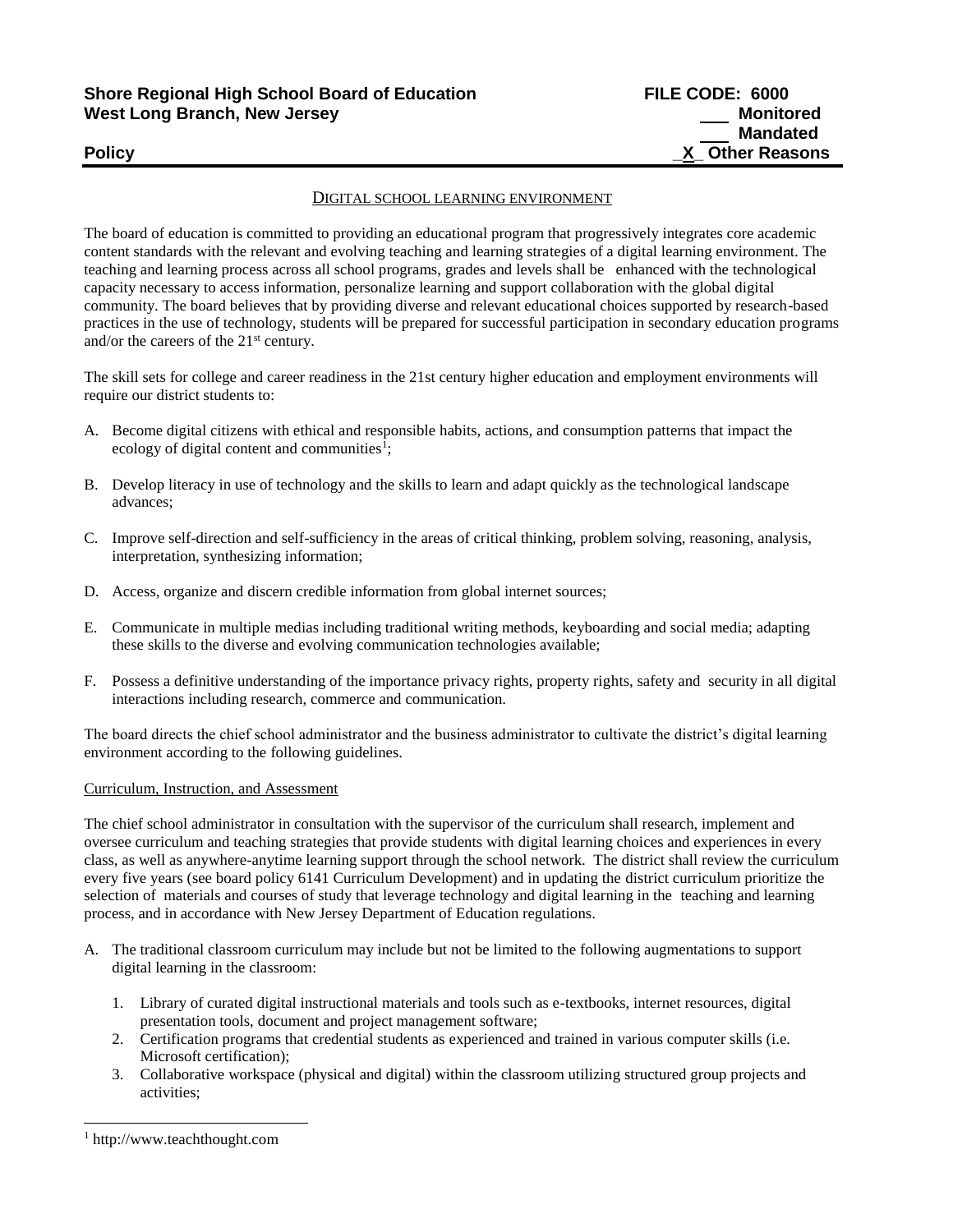**Shore Regional High School Board of Education** **FILE CODE: 6000**
**West Long Branch, New Jersey** \_\_\_ **Monitored**
\_\_\_ **Mandated**
**Policy** _X_ **Other Reasons**

---

## DIGITAL SCHOOL LEARNING ENVIRONMENT

The board of education is committed to providing an educational program that progressively integrates core academic content standards with the relevant and evolving teaching and learning strategies of a digital learning environment. The teaching and learning process across all school programs, grades and levels shall be enhanced with the technological capacity necessary to access information, personalize learning and support collaboration with the global digital community. The board believes that by providing diverse and relevant educational choices supported by research-based practices in the use of technology, students will be prepared for successful participation in secondary education programs and/or the careers of the 21st century.

The skill sets for college and career readiness in the 21st century higher education and employment environments will require our district students to:

A. Become digital citizens with ethical and responsible habits, actions, and consumption patterns that impact the ecology of digital content and communities[1];

B. Develop literacy in use of technology and the skills to learn and adapt quickly as the technological landscape advances;

C. Improve self-direction and self-sufficiency in the areas of critical thinking, problem solving, reasoning, analysis, interpretation, synthesizing information;

D. Access, organize and discern credible information from global internet sources;

E. Communicate in multiple medias including traditional writing methods, keyboarding and social media; adapting these skills to the diverse and evolving communication technologies available;

F. Possess a definitive understanding of the importance privacy rights, property rights, safety and security in all digital interactions including research, commerce and communication.

The board directs the chief school administrator and the business administrator to cultivate the district's digital learning environment according to the following guidelines.

### Curriculum, Instruction, and Assessment

The chief school administrator in consultation with the supervisor of the curriculum shall research, implement and oversee curriculum and teaching strategies that provide students with digital learning choices and experiences in every class, as well as anywhere-anytime learning support through the school network. The district shall review the curriculum every five years (see board policy 6141 Curriculum Development) and in updating the district curriculum prioritize the selection of materials and courses of study that leverage technology and digital learning in the teaching and learning process, and in accordance with New Jersey Department of Education regulations.

A. The traditional classroom curriculum may include but not be limited to the following augmentations to support digital learning in the classroom:

1. Library of curated digital instructional materials and tools such as e-textbooks, internet resources, digital presentation tools, document and project management software;
2. Certification programs that credential students as experienced and trained in various computer skills (i.e. Microsoft certification);
3. Collaborative workspace (physical and digital) within the classroom utilizing structured group projects and activities;

---

[1] http://www.teachthought.com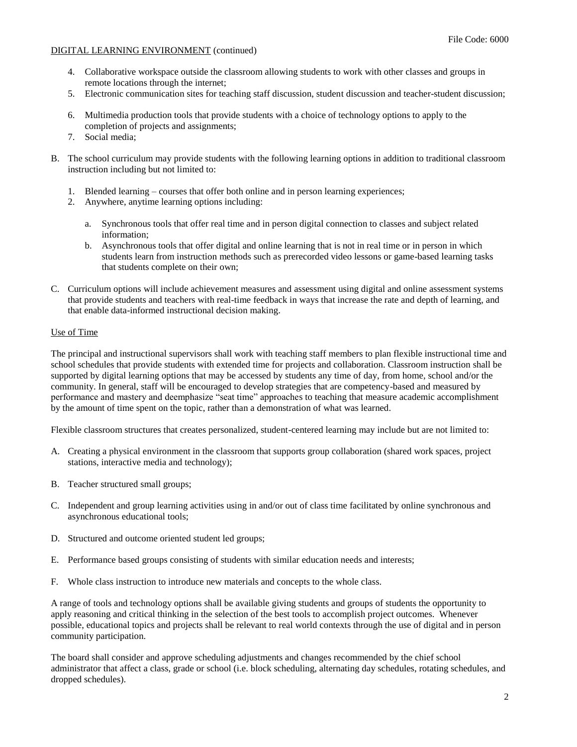4. Collaborative workspace outside the classroom allowing students to work with other classes and groups in remote locations through the internet;
5. Electronic communication sites for teaching staff discussion, student discussion and teacher-student discussion;
6. Multimedia production tools that provide students with a choice of technology options to apply to the completion of projects and assignments;
7. Social media;

B. The school curriculum may provide students with the following learning options in addition to traditional classroom instruction including but not limited to:

1. Blended learning – courses that offer both online and in person learning experiences;
2. Anywhere, anytime learning options including:

   a. Synchronous tools that offer real time and in person digital connection to classes and subject related information;
   b. Asynchronous tools that offer digital and online learning that is not in real time or in person in which students learn from instruction methods such as prerecorded video lessons or game-based learning tasks that students complete on their own;

C. Curriculum options will include achievement measures and assessment using digital and online assessment systems that provide students and teachers with real-time feedback in ways that increase the rate and depth of learning, and that enable data-informed instructional decision making.

## Use of Time

The principal and instructional supervisors shall work with teaching staff members to plan flexible instructional time and school schedules that provide students with extended time for projects and collaboration. Classroom instruction shall be supported by digital learning options that may be accessed by students any time of day, from home, school and/or the community. In general, staff will be encouraged to develop strategies that are competency-based and measured by performance and mastery and deemphasize "seat time" approaches to teaching that measure academic accomplishment by the amount of time spent on the topic, rather than a demonstration of what was learned.

Flexible classroom structures that creates personalized, student-centered learning may include but are not limited to:

A. Creating a physical environment in the classroom that supports group collaboration (shared work spaces, project stations, interactive media and technology);

B. Teacher structured small groups;

C. Independent and group learning activities using in and/or out of class time facilitated by online synchronous and asynchronous educational tools;

D. Structured and outcome oriented student led groups;

E. Performance based groups consisting of students with similar education needs and interests;

F. Whole class instruction to introduce new materials and concepts to the whole class.

A range of tools and technology options shall be available giving students and groups of students the opportunity to apply reasoning and critical thinking in the selection of the best tools to accomplish project outcomes. Whenever possible, educational topics and projects shall be relevant to real world contexts through the use of digital and in person community participation.

The board shall consider and approve scheduling adjustments and changes recommended by the chief school administrator that affect a class, grade or school (i.e. block scheduling, alternating day schedules, rotating schedules, and dropped schedules).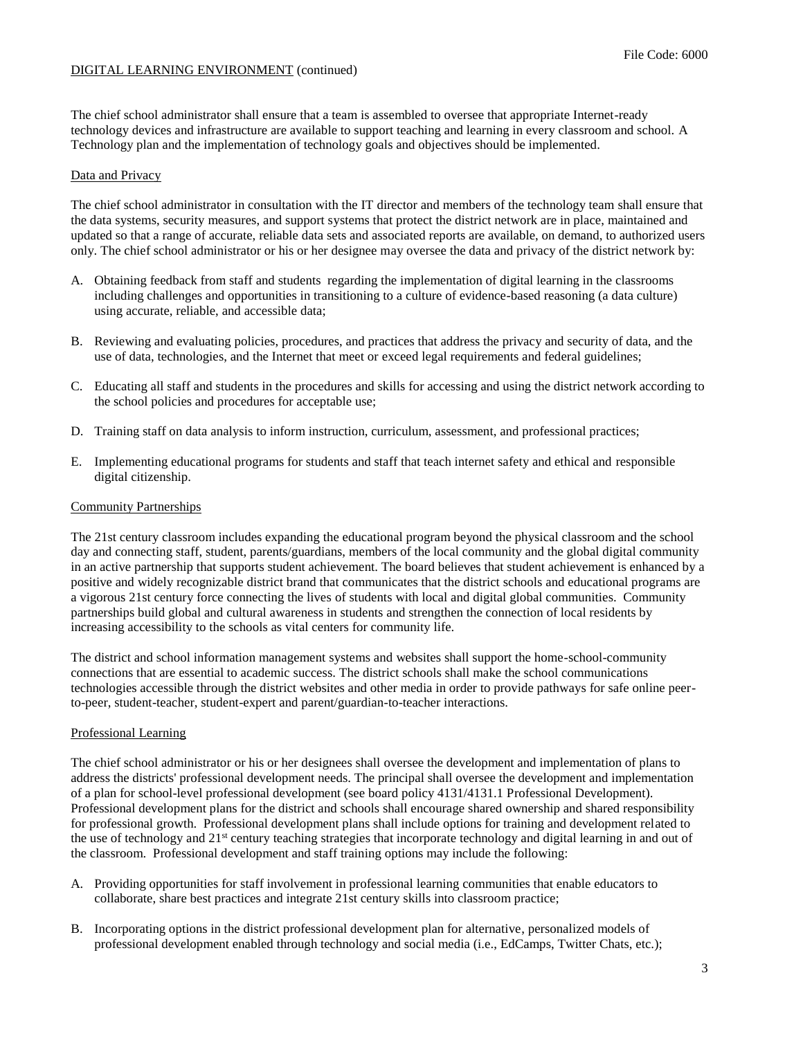The chief school administrator shall ensure that a team is assembled to oversee that appropriate Internet-ready technology devices and infrastructure are available to support teaching and learning in every classroom and school. A Technology plan and the implementation of technology goals and objectives should be implemented.

## Data and Privacy

The chief school administrator in consultation with the IT director and members of the technology team shall ensure that the data systems, security measures, and support systems that protect the district network are in place, maintained and updated so that a range of accurate, reliable data sets and associated reports are available, on demand, to authorized users only. The chief school administrator or his or her designee may oversee the data and privacy of the district network by:

A. Obtaining feedback from staff and students regarding the implementation of digital learning in the classrooms including challenges and opportunities in transitioning to a culture of evidence-based reasoning (a data culture) using accurate, reliable, and accessible data;

B. Reviewing and evaluating policies, procedures, and practices that address the privacy and security of data, and the use of data, technologies, and the Internet that meet or exceed legal requirements and federal guidelines;

C. Educating all staff and students in the procedures and skills for accessing and using the district network according to the school policies and procedures for acceptable use;

D. Training staff on data analysis to inform instruction, curriculum, assessment, and professional practices;

E. Implementing educational programs for students and staff that teach internet safety and ethical and responsible digital citizenship.

## Community Partnerships

The 21st century classroom includes expanding the educational program beyond the physical classroom and the school day and connecting staff, student, parents/guardians, members of the local community and the global digital community in an active partnership that supports student achievement. The board believes that student achievement is enhanced by a positive and widely recognizable district brand that communicates that the district schools and educational programs are a vigorous 21st century force connecting the lives of students with local and digital global communities. Community partnerships build global and cultural awareness in students and strengthen the connection of local residents by increasing accessibility to the schools as vital centers for community life.

The district and school information management systems and websites shall support the home-school-community connections that are essential to academic success. The district schools shall make the school communications technologies accessible through the district websites and other media in order to provide pathways for safe online peer-to-peer, student-teacher, student-expert and parent/guardian-to-teacher interactions.

## Professional Learning

The chief school administrator or his or her designees shall oversee the development and implementation of plans to address the districts' professional development needs. The principal shall oversee the development and implementation of a plan for school-level professional development (see board policy 4131/4131.1 Professional Development). Professional development plans for the district and schools shall encourage shared ownership and shared responsibility for professional growth. Professional development plans shall include options for training and development related to the use of technology and 21st century teaching strategies that incorporate technology and digital learning in and out of the classroom. Professional development and staff training options may include the following:

A. Providing opportunities for staff involvement in professional learning communities that enable educators to collaborate, share best practices and integrate 21st century skills into classroom practice;

B. Incorporating options in the district professional development plan for alternative, personalized models of professional development enabled through technology and social media (i.e., EdCamps, Twitter Chats, etc.);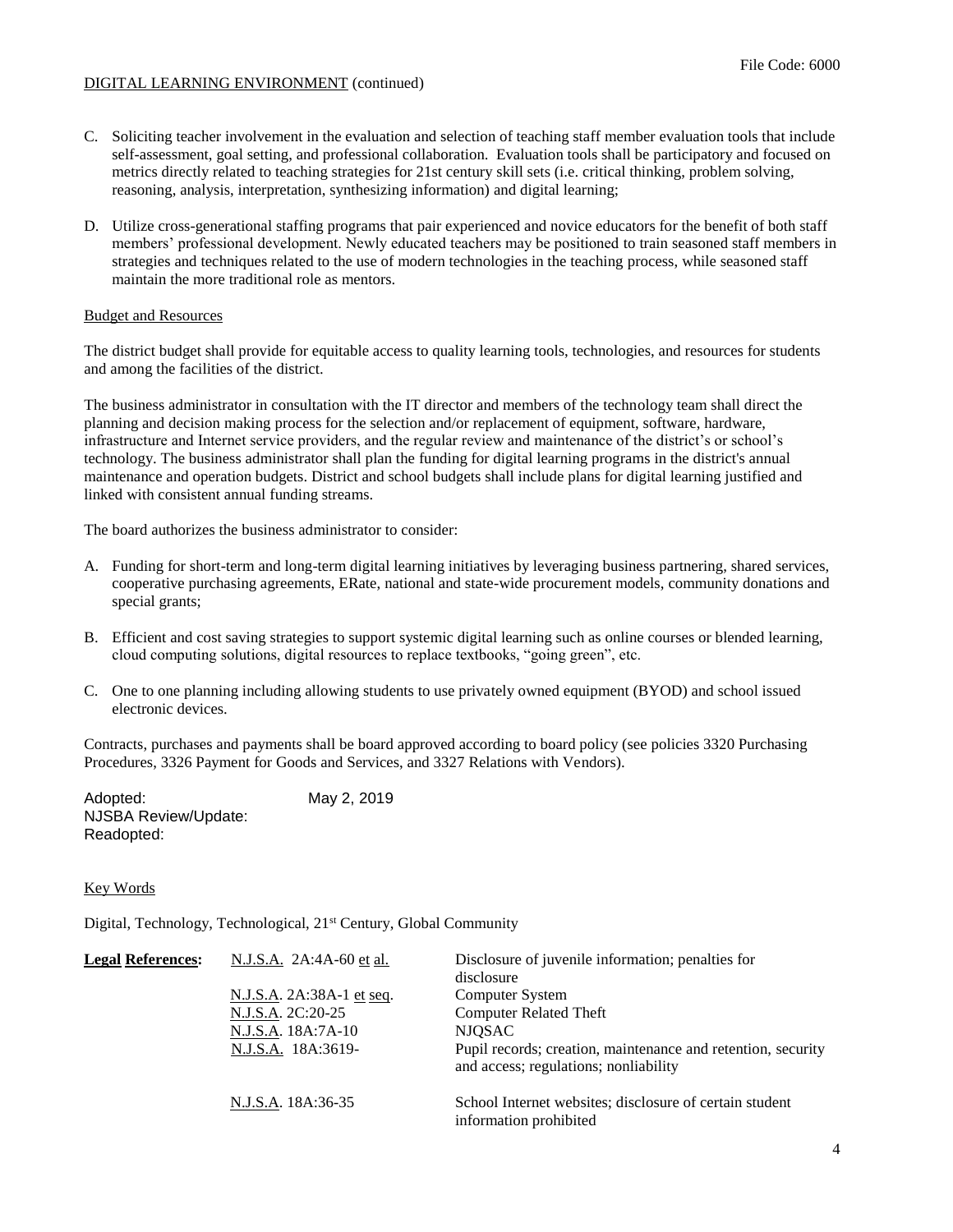C. Soliciting teacher involvement in the evaluation and selection of teaching staff member evaluation tools that include self-assessment, goal setting, and professional collaboration. Evaluation tools shall be participatory and focused on metrics directly related to teaching strategies for 21st century skill sets (i.e. critical thinking, problem solving, reasoning, analysis, interpretation, synthesizing information) and digital learning;

D. Utilize cross-generational staffing programs that pair experienced and novice educators for the benefit of both staff members' professional development. Newly educated teachers may be positioned to train seasoned staff members in strategies and techniques related to the use of modern technologies in the teaching process, while seasoned staff maintain the more traditional role as mentors.

Budget and Resources

The district budget shall provide for equitable access to quality learning tools, technologies, and resources for students and among the facilities of the district.

The business administrator in consultation with the IT director and members of the technology team shall direct the planning and decision making process for the selection and/or replacement of equipment, software, hardware, infrastructure and Internet service providers, and the regular review and maintenance of the district's or school's technology. The business administrator shall plan the funding for digital learning programs in the district's annual maintenance and operation budgets. District and school budgets shall include plans for digital learning justified and linked with consistent annual funding streams.

The board authorizes the business administrator to consider:

A. Funding for short-term and long-term digital learning initiatives by leveraging business partnering, shared services, cooperative purchasing agreements, ERate, national and state-wide procurement models, community donations and special grants;

B. Efficient and cost saving strategies to support systemic digital learning such as online courses or blended learning, cloud computing solutions, digital resources to replace textbooks, "going green", etc.

C. One to one planning including allowing students to use privately owned equipment (BYOD) and school issued electronic devices.

Contracts, purchases and payments shall be board approved according to board policy (see policies 3320 Purchasing Procedures, 3326 Payment for Goods and Services, and 3327 Relations with Vendors).

Adopted: May 2, 2019
NJSBA Review/Update:
Readopted:

Key Words

Digital, Technology, Technological, 21st Century, Global Community

| **Legal References:** | | |
|---|---|---|
| | N.J.S.A. 2A:4A-60 et al. | Disclosure of juvenile information; penalties for disclosure |
| | N.J.S.A. 2A:38A-1 et seq. | Computer System |
| | N.J.S.A. 2C:20-25 | Computer Related Theft |
| | N.J.S.A. 18A:7A-10 | NJQSAC |
| | N.J.S.A. 18A:3619- | Pupil records; creation, maintenance and retention, security and access; regulations; nonliability |
| | N.J.S.A. 18A:36-35 | School Internet websites; disclosure of certain student information prohibited |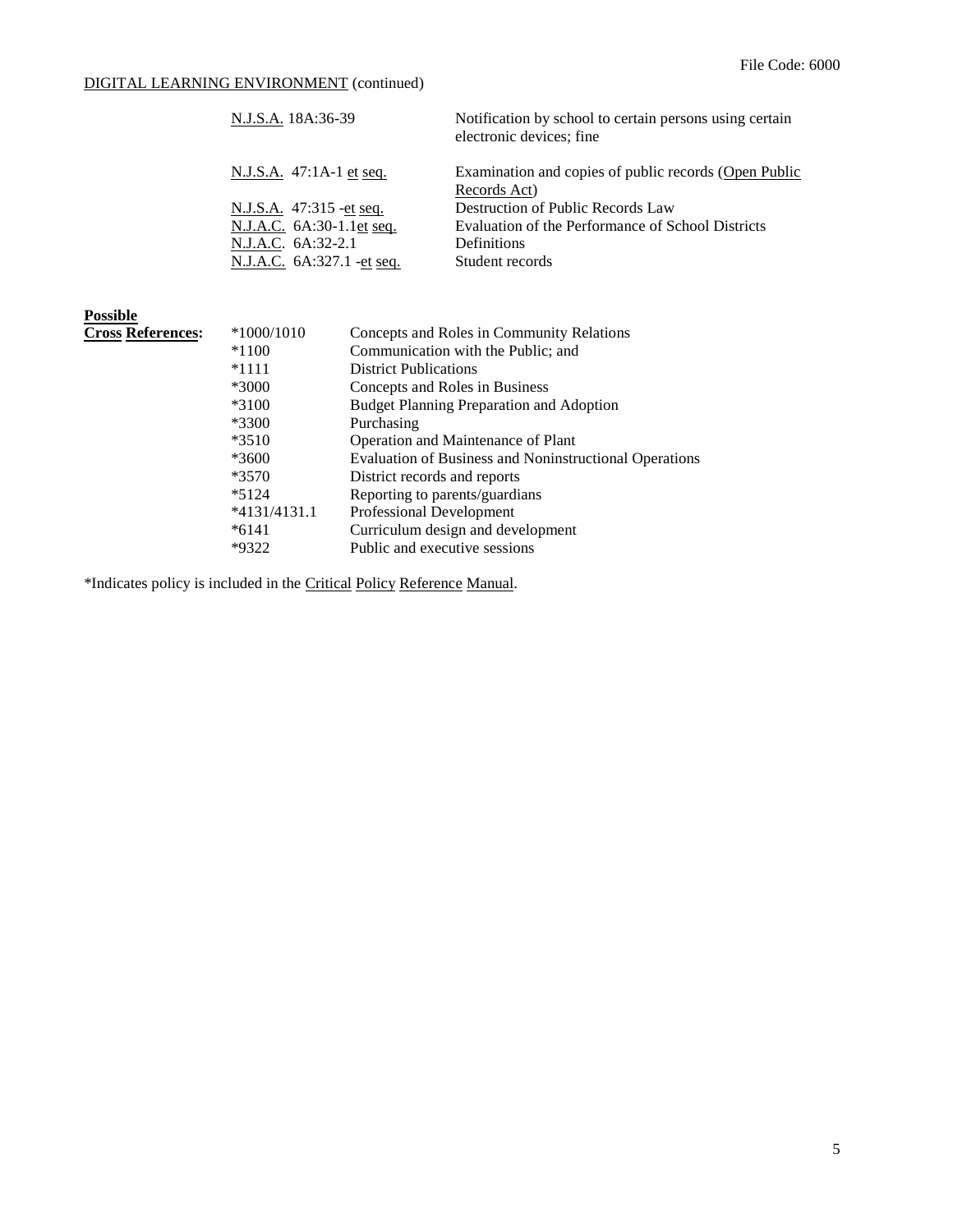DIGITAL LEARNING ENVIRONMENT (continued)

| | |
|---|---|
| N.J.S.A. 18A:36-39 | Notification by school to certain persons using certain electronic devices; fine |
| N.J.S.A. 47:1A-1 et seq. | Examination and copies of public records (Open Public Records Act) |
| N.J.S.A. 47:315 -et seq. | Destruction of Public Records Law |
| N.J.A.C. 6A:30-1.1et seq. | Evaluation of the Performance of School Districts |
| N.J.A.C. 6A:32-2.1 | Definitions |
| N.J.A.C. 6A:327.1 -et seq. | Student records |

**Possible Cross References:**

| | |
|---|---|
| *1000/1010 | Concepts and Roles in Community Relations |
| *1100 | Communication with the Public; and |
| *1111 | District Publications |
| *3000 | Concepts and Roles in Business |
| *3100 | Budget Planning Preparation and Adoption |
| *3300 | Purchasing |
| *3510 | Operation and Maintenance of Plant |
| *3600 | Evaluation of Business and Noninstructional Operations |
| *3570 | District records and reports |
| *5124 | Reporting to parents/guardians |
| *4131/4131.1 | Professional Development |
| *6141 | Curriculum design and development |
| *9322 | Public and executive sessions |

*Indicates policy is included in the Critical Policy Reference Manual.